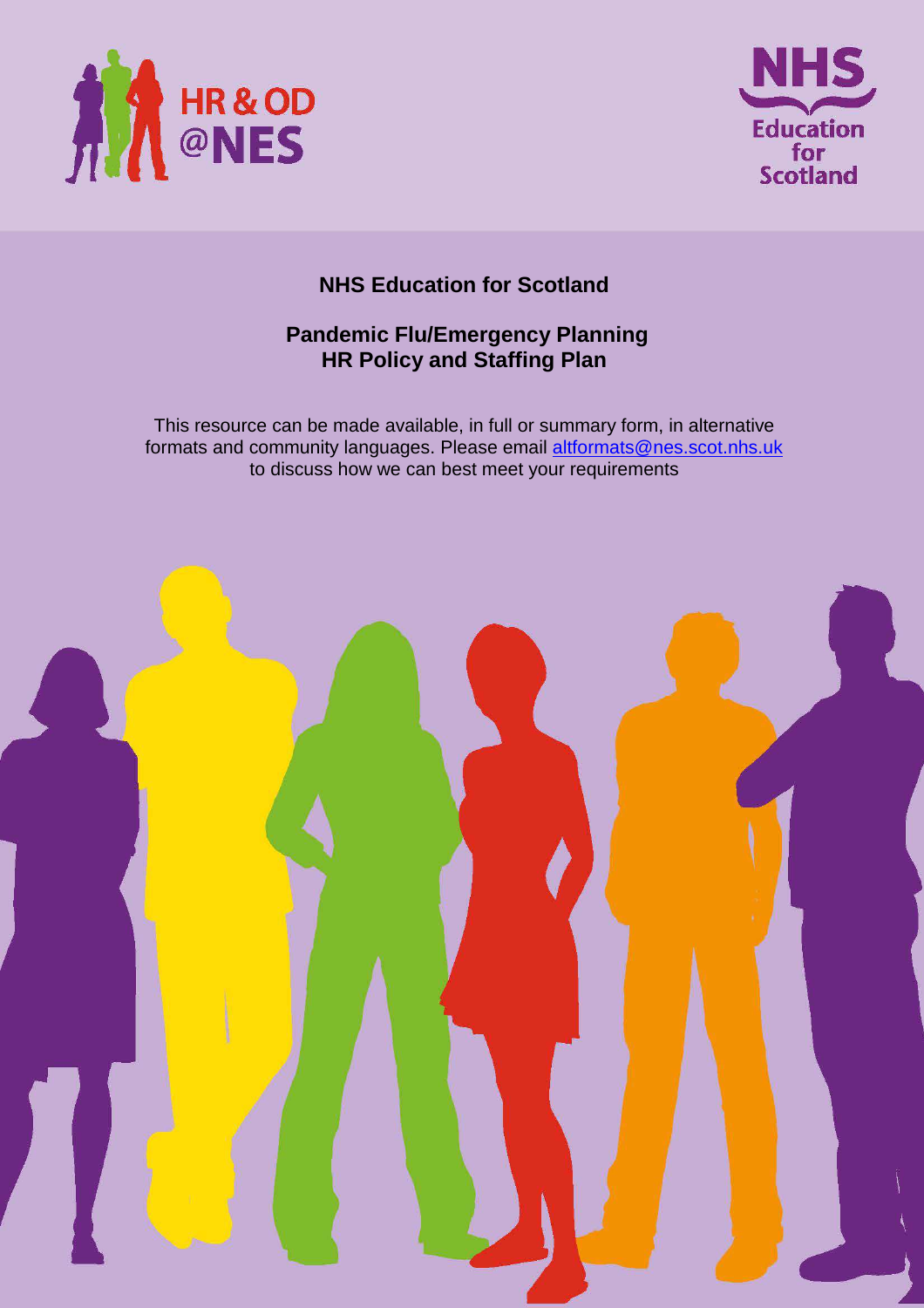HR & OD @NES

NHS Education for Scotland

# NHS Education for Scotland

## Pandemic Flu/Emergency Planning HR Policy and Staffing Plan

This resource can be made available, in full or summary form, in alternative formats and community languages. Please email altformats@nes.scot.nhs.uk to discuss how we can best meet your requirements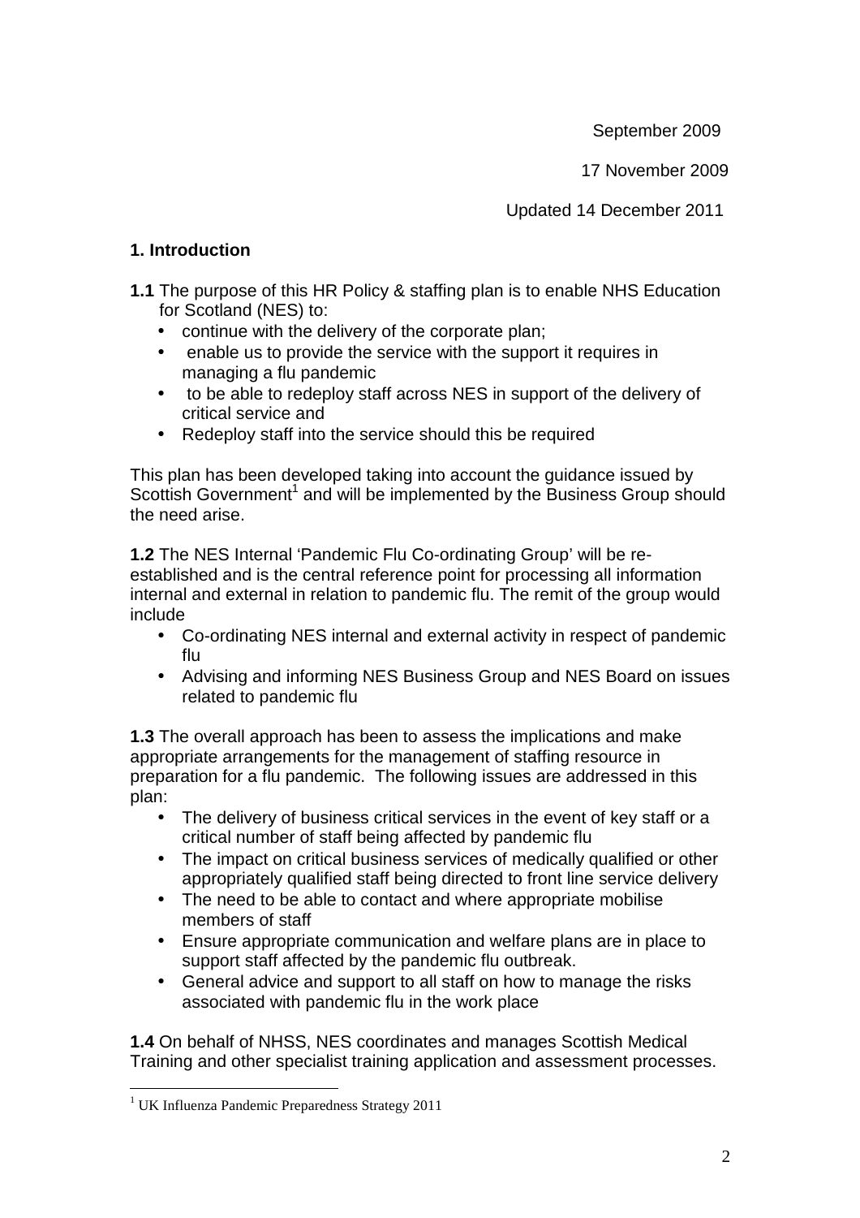September 2009

17 November 2009

Updated 14 December 2011

## 1. Introduction

**1.1** The purpose of this HR Policy & staffing plan is to enable NHS Education for Scotland (NES) to:

- continue with the delivery of the corporate plan;
- enable us to provide the service with the support it requires in managing a flu pandemic
- to be able to redeploy staff across NES in support of the delivery of critical service and
- Redeploy staff into the service should this be required

This plan has been developed taking into account the guidance issued by Scottish Government[1] and will be implemented by the Business Group should the need arise.

**1.2** The NES Internal 'Pandemic Flu Co-ordinating Group' will be re-established and is the central reference point for processing all information internal and external in relation to pandemic flu. The remit of the group would include

- Co-ordinating NES internal and external activity in respect of pandemic flu
- Advising and informing NES Business Group and NES Board on issues related to pandemic flu

**1.3** The overall approach has been to assess the implications and make appropriate arrangements for the management of staffing resource in preparation for a flu pandemic. The following issues are addressed in this plan:

- The delivery of business critical services in the event of key staff or a critical number of staff being affected by pandemic flu
- The impact on critical business services of medically qualified or other appropriately qualified staff being directed to front line service delivery
- The need to be able to contact and where appropriate mobilise members of staff
- Ensure appropriate communication and welfare plans are in place to support staff affected by the pandemic flu outbreak.
- General advice and support to all staff on how to manage the risks associated with pandemic flu in the work place

**1.4** On behalf of NHSS, NES coordinates and manages Scottish Medical Training and other specialist training application and assessment processes.

---

[1] UK Influenza Pandemic Preparedness Strategy 2011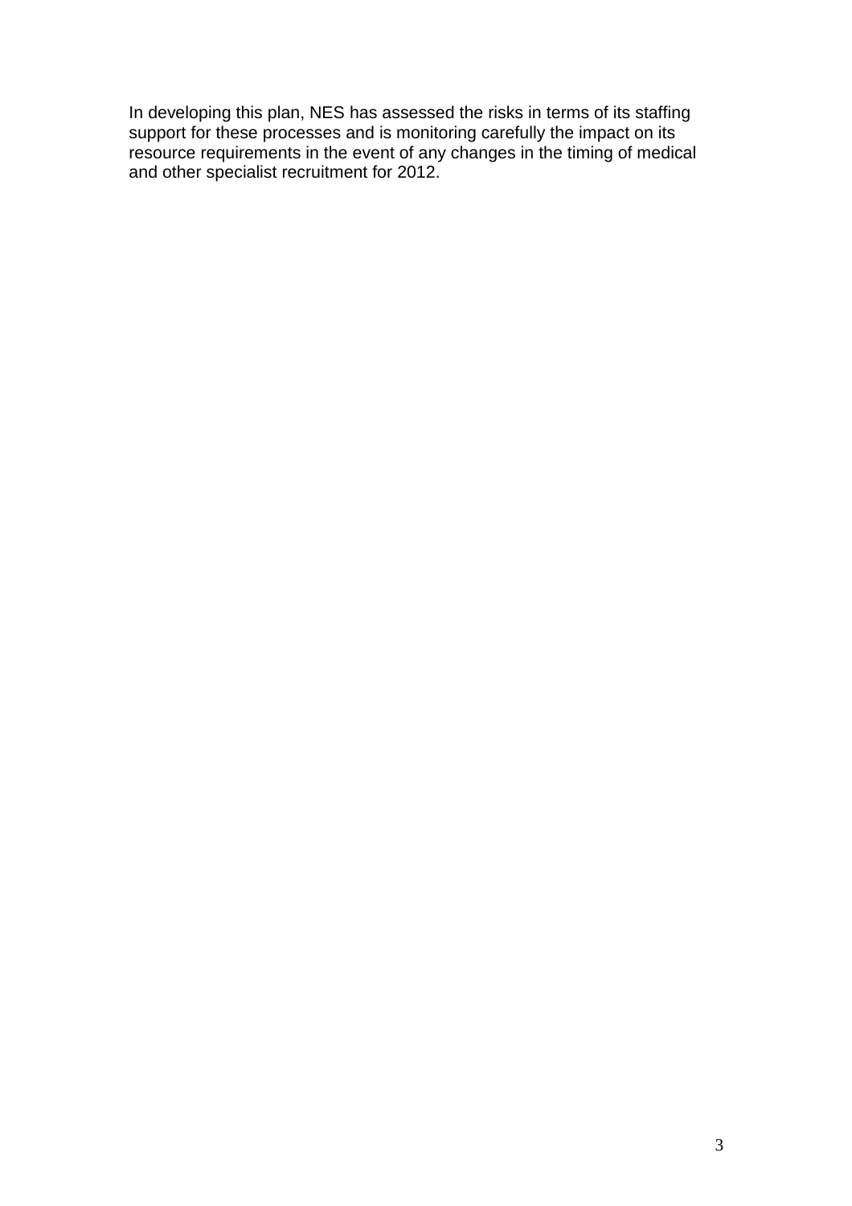In developing this plan, NES has assessed the risks in terms of its staffing support for these processes and is monitoring carefully the impact on its resource requirements in the event of any changes in the timing of medical and other specialist recruitment for 2012.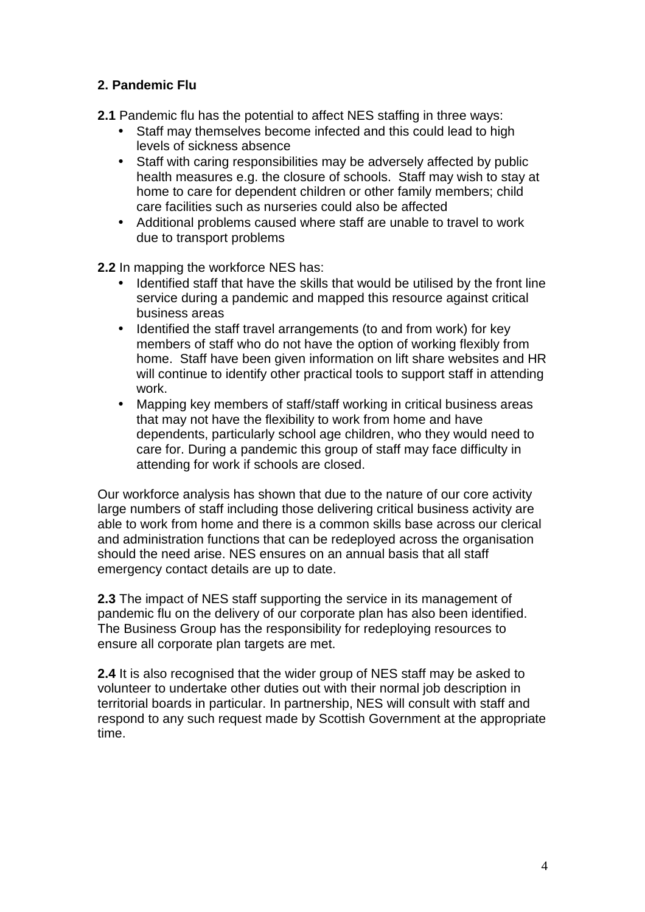## 2. Pandemic Flu

**2.1** Pandemic flu has the potential to affect NES staffing in three ways:

- Staff may themselves become infected and this could lead to high levels of sickness absence
- Staff with caring responsibilities may be adversely affected by public health measures e.g. the closure of schools. Staff may wish to stay at home to care for dependent children or other family members; child care facilities such as nurseries could also be affected
- Additional problems caused where staff are unable to travel to work due to transport problems

**2.2** In mapping the workforce NES has:

- Identified staff that have the skills that would be utilised by the front line service during a pandemic and mapped this resource against critical business areas
- Identified the staff travel arrangements (to and from work) for key members of staff who do not have the option of working flexibly from home. Staff have been given information on lift share websites and HR will continue to identify other practical tools to support staff in attending work.
- Mapping key members of staff/staff working in critical business areas that may not have the flexibility to work from home and have dependents, particularly school age children, who they would need to care for. During a pandemic this group of staff may face difficulty in attending for work if schools are closed.

Our workforce analysis has shown that due to the nature of our core activity large numbers of staff including those delivering critical business activity are able to work from home and there is a common skills base across our clerical and administration functions that can be redeployed across the organisation should the need arise. NES ensures on an annual basis that all staff emergency contact details are up to date.

**2.3** The impact of NES staff supporting the service in its management of pandemic flu on the delivery of our corporate plan has also been identified. The Business Group has the responsibility for redeploying resources to ensure all corporate plan targets are met.

**2.4** It is also recognised that the wider group of NES staff may be asked to volunteer to undertake other duties out with their normal job description in territorial boards in particular. In partnership, NES will consult with staff and respond to any such request made by Scottish Government at the appropriate time.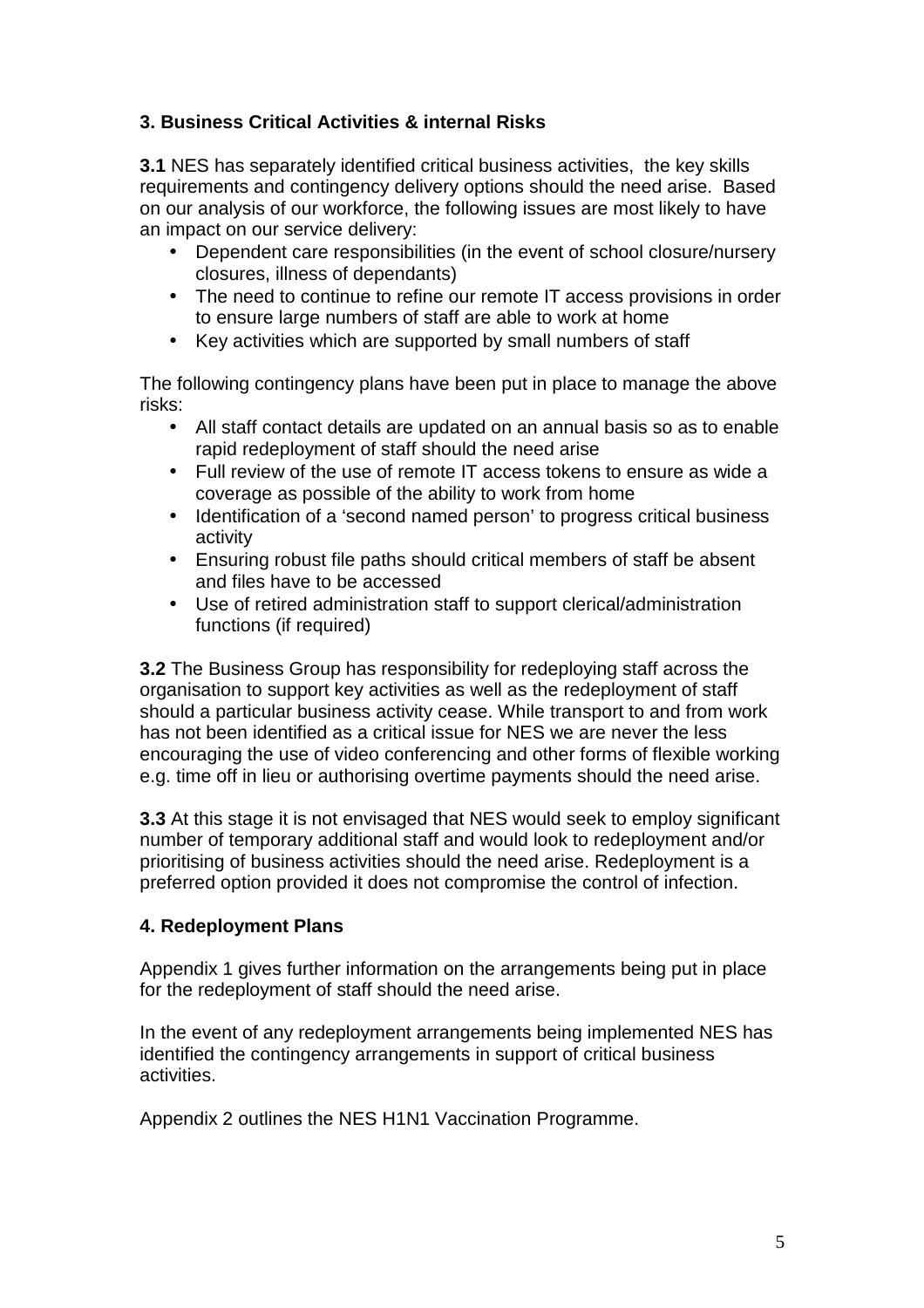### 3. Business Critical Activities & internal Risks

**3.1** NES has separately identified critical business activities, the key skills requirements and contingency delivery options should the need arise. Based on our analysis of our workforce, the following issues are most likely to have an impact on our service delivery:

- Dependent care responsibilities (in the event of school closure/nursery closures, illness of dependants)
- The need to continue to refine our remote IT access provisions in order to ensure large numbers of staff are able to work at home
- Key activities which are supported by small numbers of staff

The following contingency plans have been put in place to manage the above risks:

- All staff contact details are updated on an annual basis so as to enable rapid redeployment of staff should the need arise
- Full review of the use of remote IT access tokens to ensure as wide a coverage as possible of the ability to work from home
- Identification of a 'second named person' to progress critical business activity
- Ensuring robust file paths should critical members of staff be absent and files have to be accessed
- Use of retired administration staff to support clerical/administration functions (if required)

**3.2** The Business Group has responsibility for redeploying staff across the organisation to support key activities as well as the redeployment of staff should a particular business activity cease. While transport to and from work has not been identified as a critical issue for NES we are never the less encouraging the use of video conferencing and other forms of flexible working e.g. time off in lieu or authorising overtime payments should the need arise.

**3.3** At this stage it is not envisaged that NES would seek to employ significant number of temporary additional staff and would look to redeployment and/or prioritising of business activities should the need arise. Redeployment is a preferred option provided it does not compromise the control of infection.

### 4. Redeployment Plans

Appendix 1 gives further information on the arrangements being put in place for the redeployment of staff should the need arise.

In the event of any redeployment arrangements being implemented NES has identified the contingency arrangements in support of critical business activities.

Appendix 2 outlines the NES H1N1 Vaccination Programme.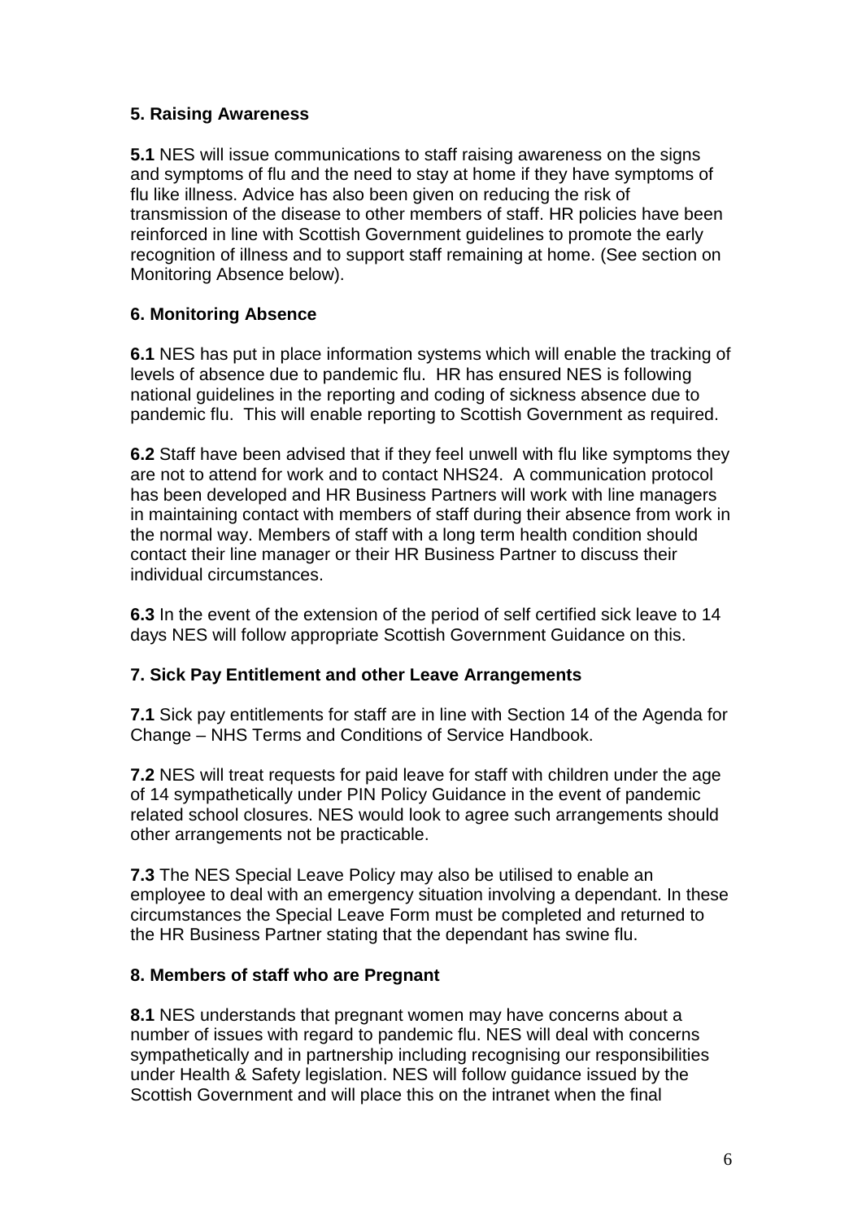## 5. Raising Awareness

**5.1** NES will issue communications to staff raising awareness on the signs and symptoms of flu and the need to stay at home if they have symptoms of flu like illness. Advice has also been given on reducing the risk of transmission of the disease to other members of staff. HR policies have been reinforced in line with Scottish Government guidelines to promote the early recognition of illness and to support staff remaining at home. (See section on Monitoring Absence below).

## 6. Monitoring Absence

**6.1** NES has put in place information systems which will enable the tracking of levels of absence due to pandemic flu. HR has ensured NES is following national guidelines in the reporting and coding of sickness absence due to pandemic flu. This will enable reporting to Scottish Government as required.

**6.2** Staff have been advised that if they feel unwell with flu like symptoms they are not to attend for work and to contact NHS24. A communication protocol has been developed and HR Business Partners will work with line managers in maintaining contact with members of staff during their absence from work in the normal way. Members of staff with a long term health condition should contact their line manager or their HR Business Partner to discuss their individual circumstances.

**6.3** In the event of the extension of the period of self certified sick leave to 14 days NES will follow appropriate Scottish Government Guidance on this.

## 7. Sick Pay Entitlement and other Leave Arrangements

**7.1** Sick pay entitlements for staff are in line with Section 14 of the Agenda for Change – NHS Terms and Conditions of Service Handbook.

**7.2** NES will treat requests for paid leave for staff with children under the age of 14 sympathetically under PIN Policy Guidance in the event of pandemic related school closures. NES would look to agree such arrangements should other arrangements not be practicable.

**7.3** The NES Special Leave Policy may also be utilised to enable an employee to deal with an emergency situation involving a dependant. In these circumstances the Special Leave Form must be completed and returned to the HR Business Partner stating that the dependant has swine flu.

## 8. Members of staff who are Pregnant

**8.1** NES understands that pregnant women may have concerns about a number of issues with regard to pandemic flu. NES will deal with concerns sympathetically and in partnership including recognising our responsibilities under Health & Safety legislation. NES will follow guidance issued by the Scottish Government and will place this on the intranet when the final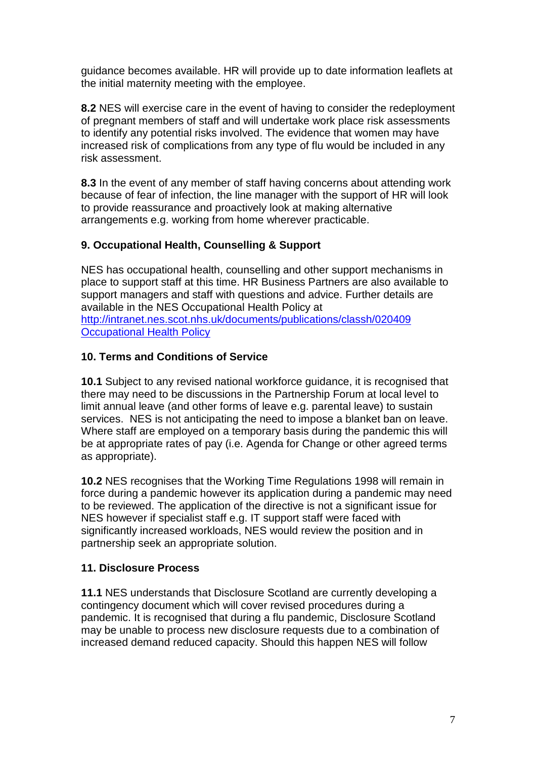guidance becomes available. HR will provide up to date information leaflets at the initial maternity meeting with the employee.

**8.2** NES will exercise care in the event of having to consider the redeployment of pregnant members of staff and will undertake work place risk assessments to identify any potential risks involved. The evidence that women may have increased risk of complications from any type of flu would be included in any risk assessment.

**8.3** In the event of any member of staff having concerns about attending work because of fear of infection, the line manager with the support of HR will look to provide reassurance and proactively look at making alternative arrangements e.g. working from home wherever practicable.

### 9. Occupational Health, Counselling & Support

NES has occupational health, counselling and other support mechanisms in place to support staff at this time. HR Business Partners are also available to support managers and staff with questions and advice. Further details are available in the NES Occupational Health Policy at [http://intranet.nes.scot.nhs.uk/documents/publications/classh/020409 Occupational Health Policy](http://intranet.nes.scot.nhs.uk/documents/publications/classh/020409)

### 10. Terms and Conditions of Service

**10.1** Subject to any revised national workforce guidance, it is recognised that there may need to be discussions in the Partnership Forum at local level to limit annual leave (and other forms of leave e.g. parental leave) to sustain services. NES is not anticipating the need to impose a blanket ban on leave. Where staff are employed on a temporary basis during the pandemic this will be at appropriate rates of pay (i.e. Agenda for Change or other agreed terms as appropriate).

**10.2** NES recognises that the Working Time Regulations 1998 will remain in force during a pandemic however its application during a pandemic may need to be reviewed. The application of the directive is not a significant issue for NES however if specialist staff e.g. IT support staff were faced with significantly increased workloads, NES would review the position and in partnership seek an appropriate solution.

### 11. Disclosure Process

**11.1** NES understands that Disclosure Scotland are currently developing a contingency document which will cover revised procedures during a pandemic. It is recognised that during a flu pandemic, Disclosure Scotland may be unable to process new disclosure requests due to a combination of increased demand reduced capacity. Should this happen NES will follow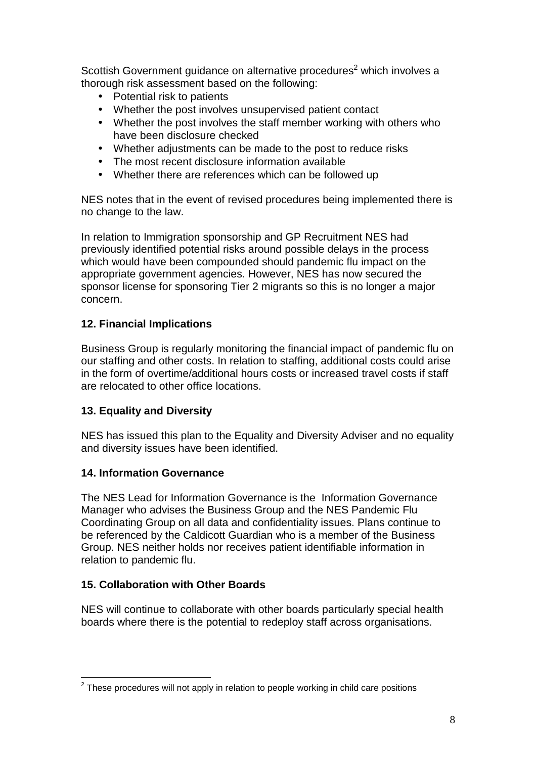Scottish Government guidance on alternative procedures[2] which involves a thorough risk assessment based on the following:

- Potential risk to patients
- Whether the post involves unsupervised patient contact
- Whether the post involves the staff member working with others who have been disclosure checked
- Whether adjustments can be made to the post to reduce risks
- The most recent disclosure information available
- Whether there are references which can be followed up

NES notes that in the event of revised procedures being implemented there is no change to the law.

In relation to Immigration sponsorship and GP Recruitment NES had previously identified potential risks around possible delays in the process which would have been compounded should pandemic flu impact on the appropriate government agencies. However, NES has now secured the sponsor license for sponsoring Tier 2 migrants so this is no longer a major concern.

## 12. Financial Implications

Business Group is regularly monitoring the financial impact of pandemic flu on our staffing and other costs. In relation to staffing, additional costs could arise in the form of overtime/additional hours costs or increased travel costs if staff are relocated to other office locations.

## 13. Equality and Diversity

NES has issued this plan to the Equality and Diversity Adviser and no equality and diversity issues have been identified.

## 14. Information Governance

The NES Lead for Information Governance is the Information Governance Manager who advises the Business Group and the NES Pandemic Flu Coordinating Group on all data and confidentiality issues. Plans continue to be referenced by the Caldicott Guardian who is a member of the Business Group. NES neither holds nor receives patient identifiable information in relation to pandemic flu.

## 15. Collaboration with Other Boards

NES will continue to collaborate with other boards particularly special health boards where there is the potential to redeploy staff across organisations.

---

[2] These procedures will not apply in relation to people working in child care positions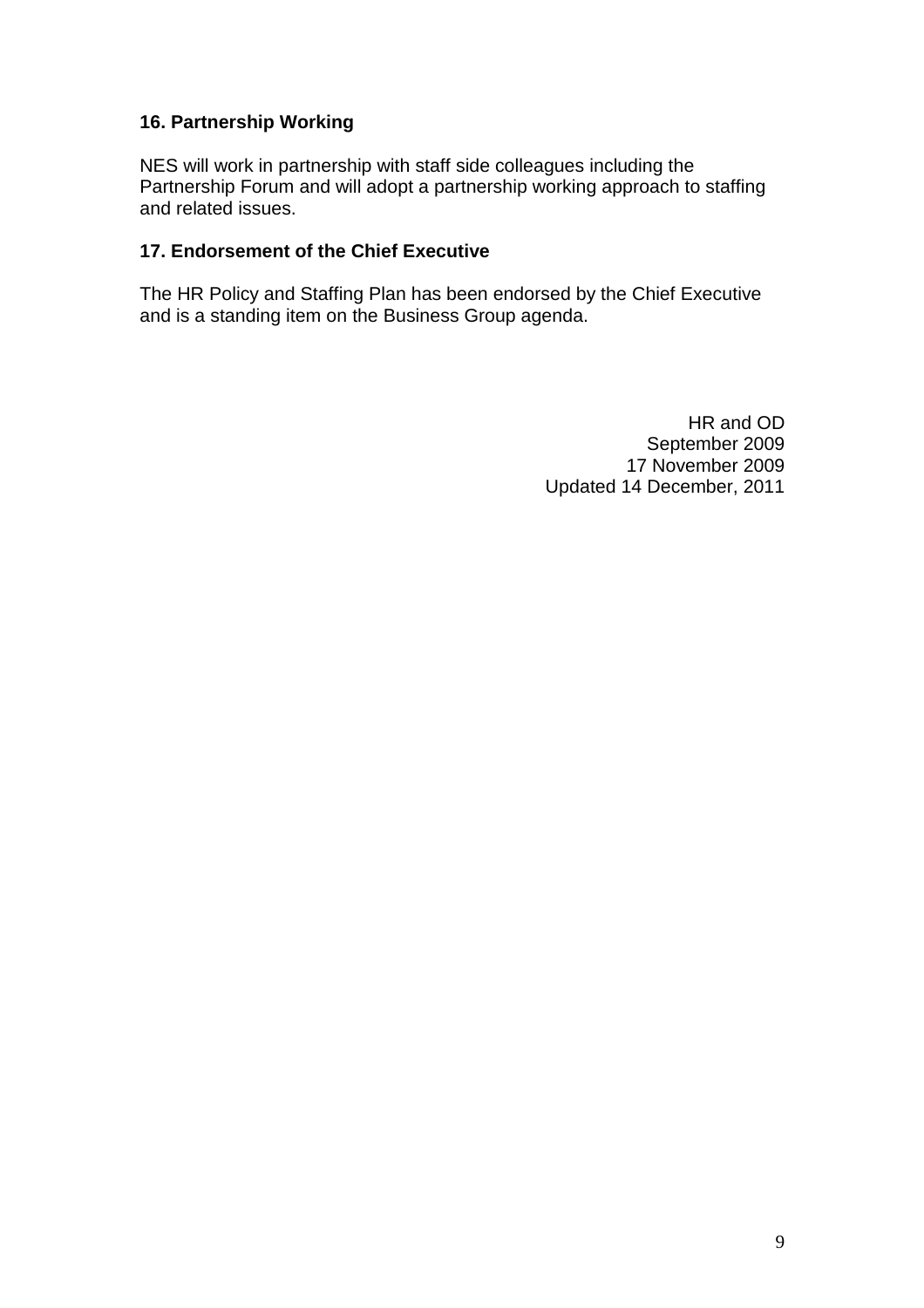## 16. Partnership Working

NES will work in partnership with staff side colleagues including the Partnership Forum and will adopt a partnership working approach to staffing and related issues.

## 17. Endorsement of the Chief Executive

The HR Policy and Staffing Plan has been endorsed by the Chief Executive and is a standing item on the Business Group agenda.

HR and OD  
September 2009  
17 November 2009  
Updated 14 December, 2011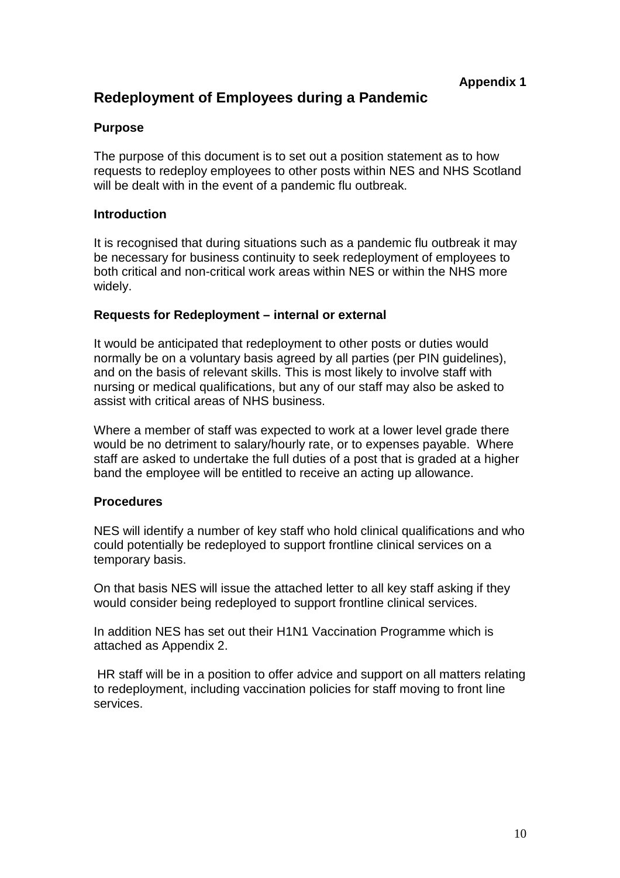**Appendix 1**

# Redeployment of Employees during a Pandemic

### Purpose

The purpose of this document is to set out a position statement as to how requests to redeploy employees to other posts within NES and NHS Scotland will be dealt with in the event of a pandemic flu outbreak.

### Introduction

It is recognised that during situations such as a pandemic flu outbreak it may be necessary for business continuity to seek redeployment of employees to both critical and non-critical work areas within NES or within the NHS more widely.

### Requests for Redeployment – internal or external

It would be anticipated that redeployment to other posts or duties would normally be on a voluntary basis agreed by all parties (per PIN guidelines), and on the basis of relevant skills. This is most likely to involve staff with nursing or medical qualifications, but any of our staff may also be asked to assist with critical areas of NHS business.

Where a member of staff was expected to work at a lower level grade there would be no detriment to salary/hourly rate, or to expenses payable. Where staff are asked to undertake the full duties of a post that is graded at a higher band the employee will be entitled to receive an acting up allowance.

### Procedures

NES will identify a number of key staff who hold clinical qualifications and who could potentially be redeployed to support frontline clinical services on a temporary basis.

On that basis NES will issue the attached letter to all key staff asking if they would consider being redeployed to support frontline clinical services.

In addition NES has set out their H1N1 Vaccination Programme which is attached as Appendix 2.

HR staff will be in a position to offer advice and support on all matters relating to redeployment, including vaccination policies for staff moving to front line services.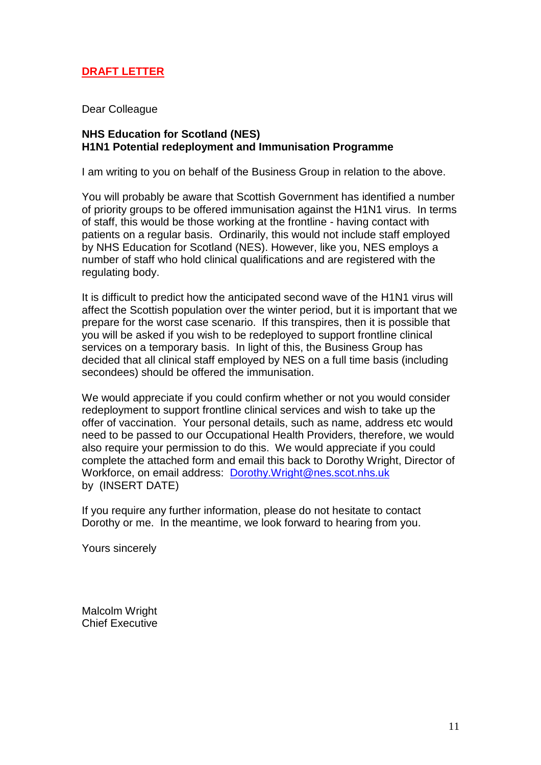**DRAFT LETTER**

Dear Colleague

**NHS Education for Scotland (NES)**
**H1N1 Potential redeployment and Immunisation Programme**

I am writing to you on behalf of the Business Group in relation to the above.

You will probably be aware that Scottish Government has identified a number of priority groups to be offered immunisation against the H1N1 virus. In terms of staff, this would be those working at the frontline - having contact with patients on a regular basis. Ordinarily, this would not include staff employed by NHS Education for Scotland (NES). However, like you, NES employs a number of staff who hold clinical qualifications and are registered with the regulating body.

It is difficult to predict how the anticipated second wave of the H1N1 virus will affect the Scottish population over the winter period, but it is important that we prepare for the worst case scenario. If this transpires, then it is possible that you will be asked if you wish to be redeployed to support frontline clinical services on a temporary basis. In light of this, the Business Group has decided that all clinical staff employed by NES on a full time basis (including secondees) should be offered the immunisation.

We would appreciate if you could confirm whether or not you would consider redeployment to support frontline clinical services and wish to take up the offer of vaccination. Your personal details, such as name, address etc would need to be passed to our Occupational Health Providers, therefore, we would also require your permission to do this. We would appreciate if you could complete the attached form and email this back to Dorothy Wright, Director of Workforce, on email address: Dorothy.Wright@nes.scot.nhs.uk by (INSERT DATE)

If you require any further information, please do not hesitate to contact Dorothy or me. In the meantime, we look forward to hearing from you.

Yours sincerely

Malcolm Wright
Chief Executive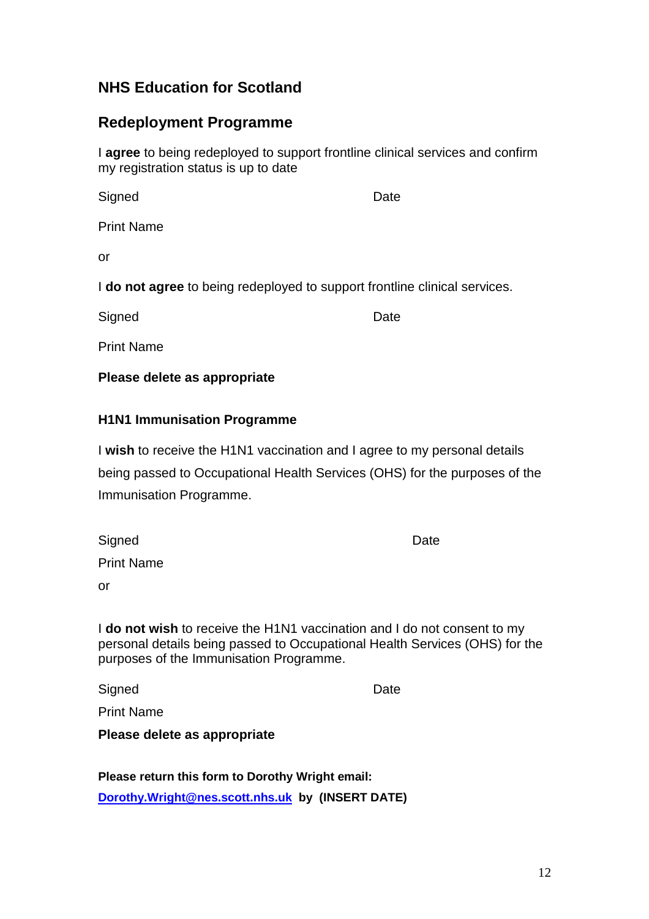## NHS Education for Scotland

## Redeployment Programme

I **agree** to being redeployed to support frontline clinical services and confirm my registration status is up to date

Signed Date

Print Name

or

I **do not agree** to being redeployed to support frontline clinical services.

Signed Date

Print Name

**Please delete as appropriate**

### H1N1 Immunisation Programme

I **wish** to receive the H1N1 vaccination and I agree to my personal details being passed to Occupational Health Services (OHS) for the purposes of the Immunisation Programme.

Signed Date

Print Name

or

I **do not wish** to receive the H1N1 vaccination and I do not consent to my personal details being passed to Occupational Health Services (OHS) for the purposes of the Immunisation Programme.

Signed Date

Print Name

**Please delete as appropriate**

**Please return this form to Dorothy Wright email:**
**Dorothy.Wright@nes.scott.nhs.uk by (INSERT DATE)**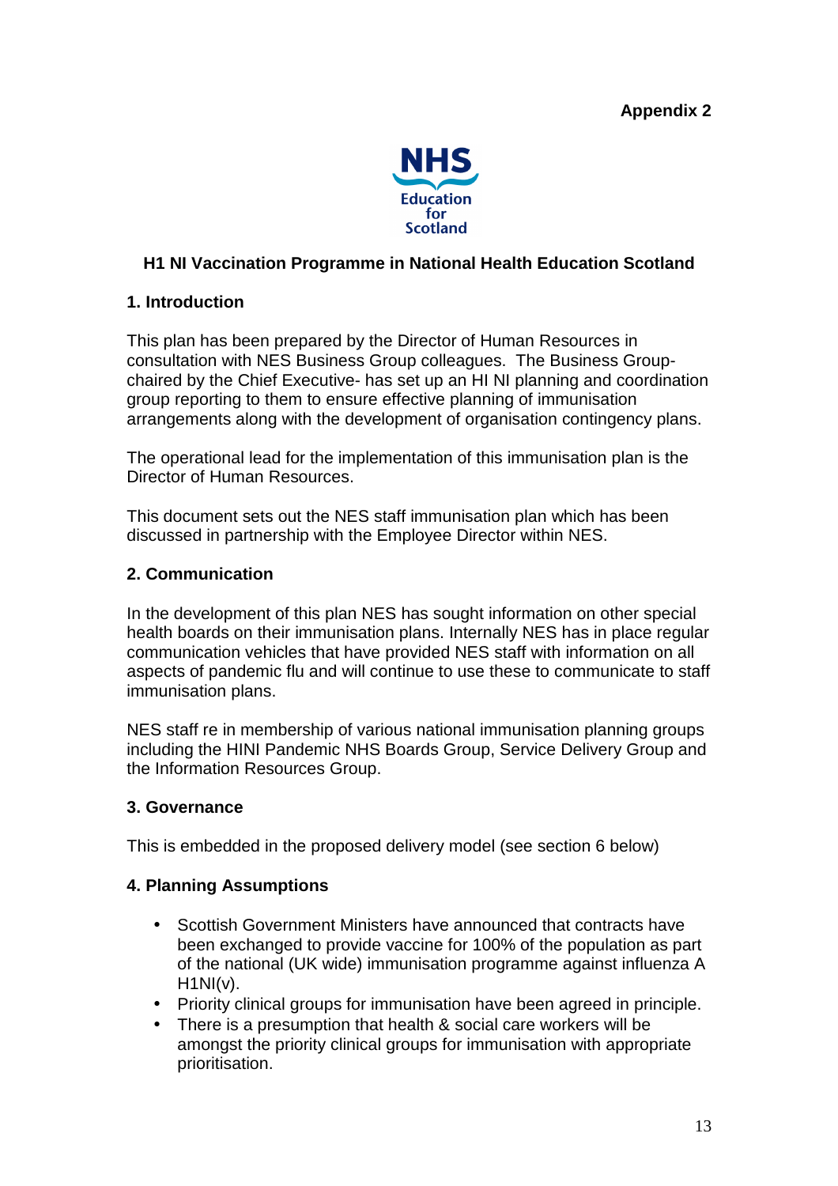**Appendix 2**

NHS
Education
for
Scotland

## H1 NI Vaccination Programme in National Health Education Scotland

### 1. Introduction

This plan has been prepared by the Director of Human Resources in consultation with NES Business Group colleagues. The Business Group-chaired by the Chief Executive- has set up an HI NI planning and coordination group reporting to them to ensure effective planning of immunisation arrangements along with the development of organisation contingency plans.

The operational lead for the implementation of this immunisation plan is the Director of Human Resources.

This document sets out the NES staff immunisation plan which has been discussed in partnership with the Employee Director within NES.

### 2. Communication

In the development of this plan NES has sought information on other special health boards on their immunisation plans. Internally NES has in place regular communication vehicles that have provided NES staff with information on all aspects of pandemic flu and will continue to use these to communicate to staff immunisation plans.

NES staff re in membership of various national immunisation planning groups including the HINI Pandemic NHS Boards Group, Service Delivery Group and the Information Resources Group.

### 3. Governance

This is embedded in the proposed delivery model (see section 6 below)

### 4. Planning Assumptions

- Scottish Government Ministers have announced that contracts have been exchanged to provide vaccine for 100% of the population as part of the national (UK wide) immunisation programme against influenza A H1NI(v).
- Priority clinical groups for immunisation have been agreed in principle.
- There is a presumption that health & social care workers will be amongst the priority clinical groups for immunisation with appropriate prioritisation.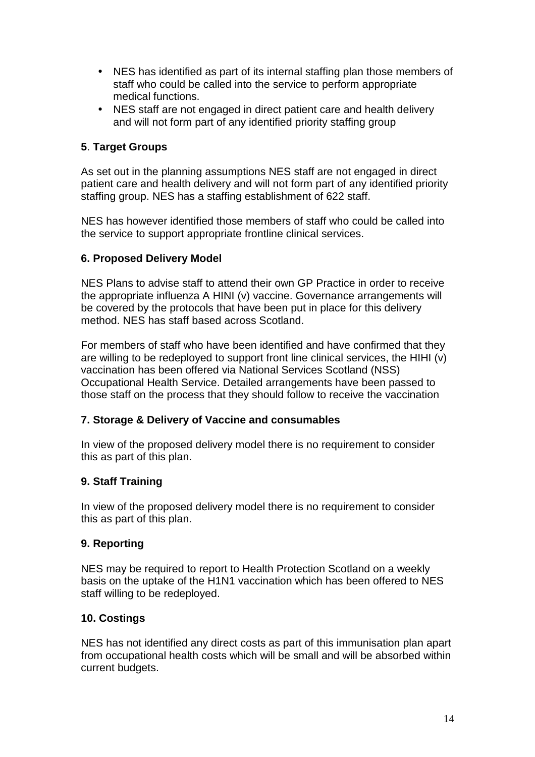- NES has identified as part of its internal staffing plan those members of staff who could be called into the service to perform appropriate medical functions.
- NES staff are not engaged in direct patient care and health delivery and will not form part of any identified priority staffing group

**5**. **Target Groups**

As set out in the planning assumptions NES staff are not engaged in direct patient care and health delivery and will not form part of any identified priority staffing group. NES has a staffing establishment of 622 staff.

NES has however identified those members of staff who could be called into the service to support appropriate frontline clinical services.

**6. Proposed Delivery Model**

NES Plans to advise staff to attend their own GP Practice in order to receive the appropriate influenza A HINI (v) vaccine. Governance arrangements will be covered by the protocols that have been put in place for this delivery method. NES has staff based across Scotland.

For members of staff who have been identified and have confirmed that they are willing to be redeployed to support front line clinical services, the HIHI (v) vaccination has been offered via National Services Scotland (NSS) Occupational Health Service. Detailed arrangements have been passed to those staff on the process that they should follow to receive the vaccination

**7. Storage & Delivery of Vaccine and consumables**

In view of the proposed delivery model there is no requirement to consider this as part of this plan.

**9. Staff Training**

In view of the proposed delivery model there is no requirement to consider this as part of this plan.

**9. Reporting**

NES may be required to report to Health Protection Scotland on a weekly basis on the uptake of the H1N1 vaccination which has been offered to NES staff willing to be redeployed.

**10. Costings**

NES has not identified any direct costs as part of this immunisation plan apart from occupational health costs which will be small and will be absorbed within current budgets.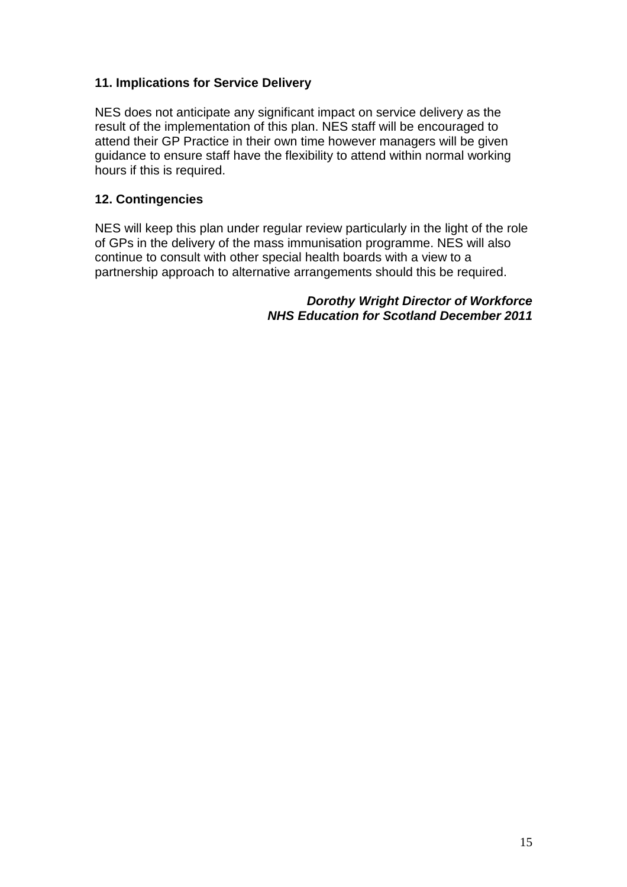### 11. Implications for Service Delivery

NES does not anticipate any significant impact on service delivery as the result of the implementation of this plan. NES staff will be encouraged to attend their GP Practice in their own time however managers will be given guidance to ensure staff have the flexibility to attend within normal working hours if this is required.

### 12. Contingencies

NES will keep this plan under regular review particularly in the light of the role of GPs in the delivery of the mass immunisation programme. NES will also continue to consult with other special health boards with a view to a partnership approach to alternative arrangements should this be required.

***Dorothy Wright Director of Workforce***
***NHS Education for Scotland December 2011***